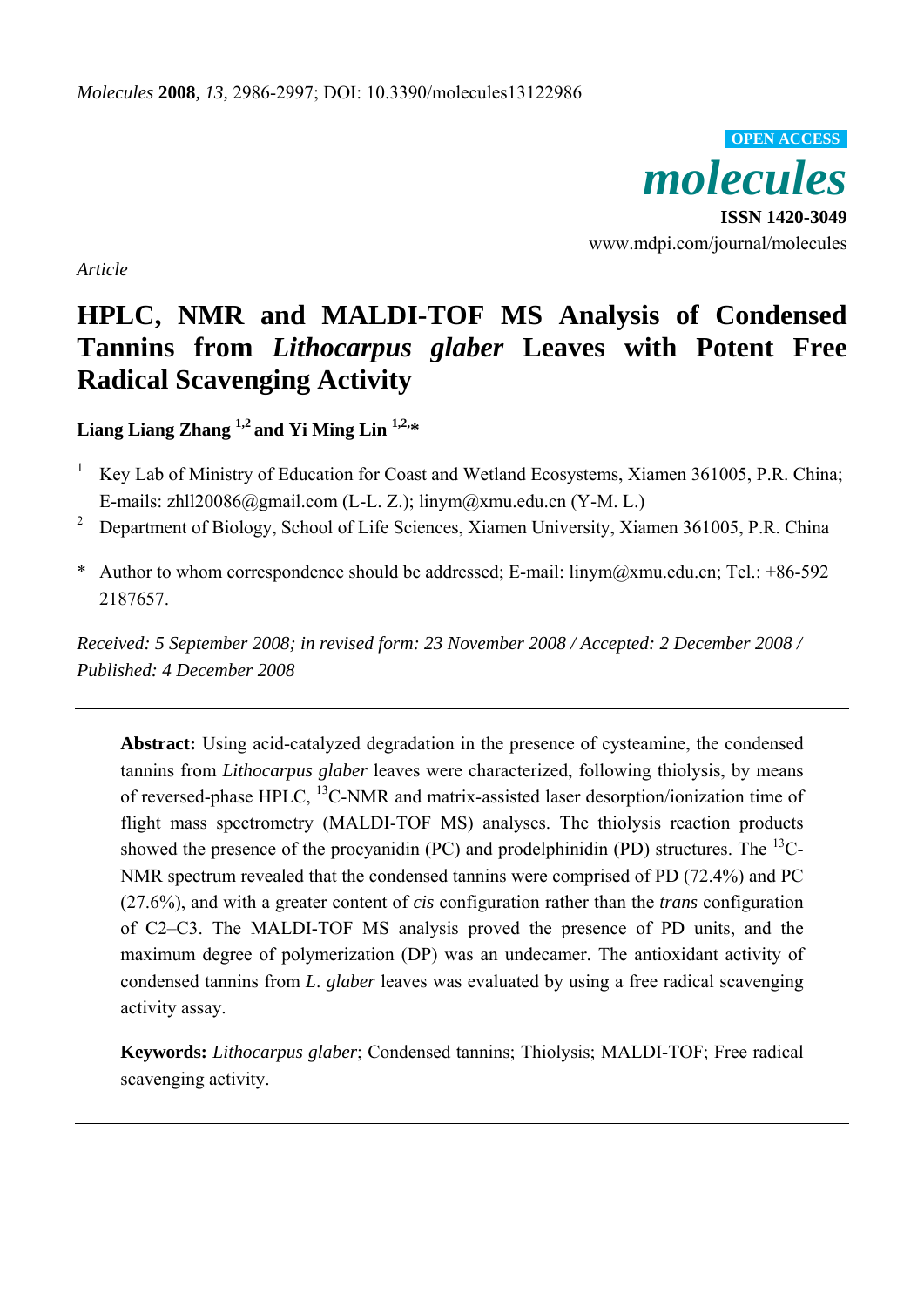*Article*

# HPLC, NMR and MALDI-TOF MS Analysis of Condensed Tannins from *Lithocarpus glaber* Leaves with Potent Free Radical Scavenging Activity

**Liang Liang Zhang [1,2] and Yi Ming Lin [1,2,*]**

1. Key Lab of Ministry of Education for Coast and Wetland Ecosystems, Xiamen 361005, P.R. China; E-mails: zhll20086@gmail.com (L-L. Z.); linym@xmu.edu.cn (Y-M. L.)
2. Department of Biology, School of Life Sciences, Xiamen University, Xiamen 361005, P.R. China

\* Author to whom correspondence should be addressed; E-mail: linym@xmu.edu.cn; Tel.: +86-592 2187657.

*Received: 5 September 2008; in revised form: 23 November 2008 / Accepted: 2 December 2008 / Published: 4 December 2008*

---

**Abstract:** Using acid-catalyzed degradation in the presence of cysteamine, the condensed tannins from *Lithocarpus glaber* leaves were characterized, following thiolysis, by means of reversed-phase HPLC, $^{13}$C-NMR and matrix-assisted laser desorption/ionization time of flight mass spectrometry (MALDI-TOF MS) analyses. The thiolysis reaction products showed the presence of the procyanidin (PC) and prodelphinidin (PD) structures. The $^{13}$C-NMR spectrum revealed that the condensed tannins were comprised of PD (72.4%) and PC (27.6%), and with a greater content of *cis* configuration rather than the *trans* configuration of C2–C3. The MALDI-TOF MS analysis proved the presence of PD units, and the maximum degree of polymerization (DP) was an undecamer. The antioxidant activity of condensed tannins from *L. glaber* leaves was evaluated by using a free radical scavenging activity assay.

**Keywords:** *Lithocarpus glaber*; Condensed tannins; Thiolysis; MALDI-TOF; Free radical scavenging activity.

---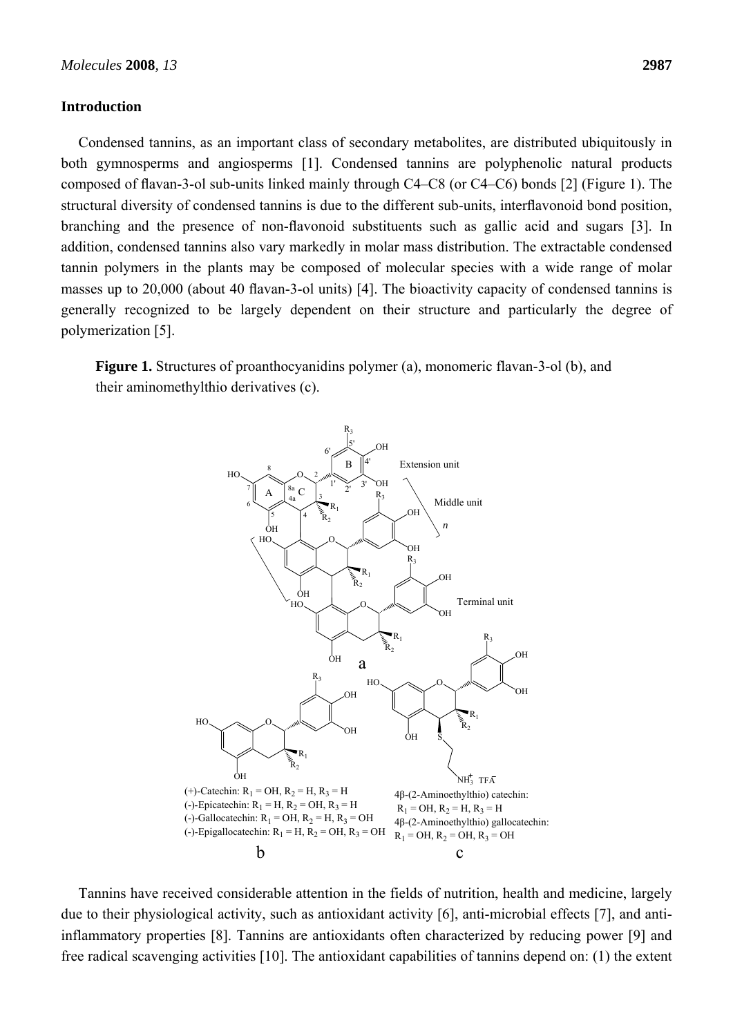## Introduction

Condensed tannins, as an important class of secondary metabolites, are distributed ubiquitously in both gymnosperms and angiosperms [1]. Condensed tannins are polyphenolic natural products composed of flavan-3-ol sub-units linked mainly through C4–C8 (or C4–C6) bonds [2] (Figure 1). The structural diversity of condensed tannins is due to the different sub-units, interflavonoid bond position, branching and the presence of non-flavonoid substituents such as gallic acid and sugars [3]. In addition, condensed tannins also vary markedly in molar mass distribution. The extractable condensed tannin polymers in the plants may be composed of molecular species with a wide range of molar masses up to 20,000 (about 40 flavan-3-ol units) [4]. The bioactivity capacity of condensed tannins is generally recognized to be largely dependent on their structure and particularly the degree of polymerization [5].

**Figure 1.** Structures of proanthocyanidins polymer (a), monomeric flavan-3-ol (b), and their aminomethylthio derivatives (c).

(+)-Catechin: $R_1$ = OH, $R_2$ = H, $R_3$ = H
(-)-Epicatechin: $R_1$ = H, $R_2$ = OH, $R_3$ = H
(-)-Gallocatechin: $R_1$ = OH, $R_2$ = H, $R_3$ = OH
(-)-Epigallocatechin: $R_1$ = H, $R_2$ = OH, $R_3$ = OH

4β-(2-Aminoethylthio) catechin: $R_1$ = OH, $R_2$ = H, $R_3$ = H
4β-(2-Aminoethylthio) gallocatechin: $R_1$ = OH, $R_2$ = OH, $R_3$ = OH

Tannins have received considerable attention in the fields of nutrition, health and medicine, largely due to their physiological activity, such as antioxidant activity [6], anti-microbial effects [7], and anti-inflammatory properties [8]. Tannins are antioxidants often characterized by reducing power [9] and free radical scavenging activities [10]. The antioxidant capabilities of tannins depend on: (1) the extent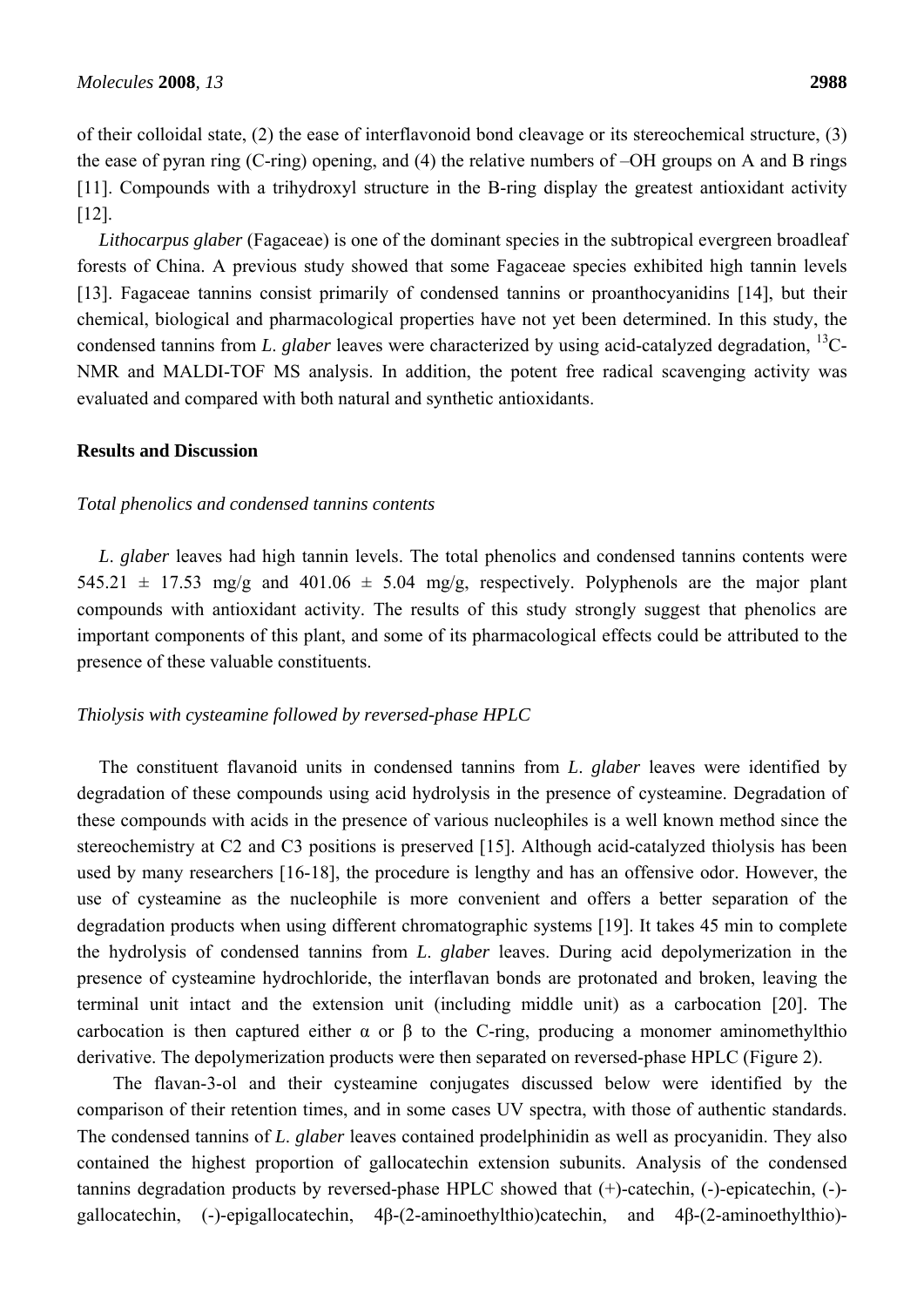of their colloidal state, (2) the ease of interflavonoid bond cleavage or its stereochemical structure, (3) the ease of pyran ring (C-ring) opening, and (4) the relative numbers of –OH groups on A and B rings [11]. Compounds with a trihydroxyl structure in the B-ring display the greatest antioxidant activity [12].

*Lithocarpus glaber* (Fagaceae) is one of the dominant species in the subtropical evergreen broadleaf forests of China. A previous study showed that some Fagaceae species exhibited high tannin levels [13]. Fagaceae tannins consist primarily of condensed tannins or proanthocyanidins [14], but their chemical, biological and pharmacological properties have not yet been determined. In this study, the condensed tannins from *L. glaber* leaves were characterized by using acid-catalyzed degradation, $^{13}$C-NMR and MALDI-TOF MS analysis. In addition, the potent free radical scavenging activity was evaluated and compared with both natural and synthetic antioxidants.

## Results and Discussion

### *Total phenolics and condensed tannins contents*

*L. glaber* leaves had high tannin levels. The total phenolics and condensed tannins contents were $545.21 \pm 17.53$ mg/g and $401.06 \pm 5.04$ mg/g, respectively. Polyphenols are the major plant compounds with antioxidant activity. The results of this study strongly suggest that phenolics are important components of this plant, and some of its pharmacological effects could be attributed to the presence of these valuable constituents.

### *Thiolysis with cysteamine followed by reversed-phase HPLC*

The constituent flavanoid units in condensed tannins from *L. glaber* leaves were identified by degradation of these compounds using acid hydrolysis in the presence of cysteamine. Degradation of these compounds with acids in the presence of various nucleophiles is a well known method since the stereochemistry at C2 and C3 positions is preserved [15]. Although acid-catalyzed thiolysis has been used by many researchers [16-18], the procedure is lengthy and has an offensive odor. However, the use of cysteamine as the nucleophile is more convenient and offers a better separation of the degradation products when using different chromatographic systems [19]. It takes 45 min to complete the hydrolysis of condensed tannins from *L. glaber* leaves. During acid depolymerization in the presence of cysteamine hydrochloride, the interflavan bonds are protonated and broken, leaving the terminal unit intact and the extension unit (including middle unit) as a carbocation [20]. The carbocation is then captured either α or β to the C-ring, producing a monomer aminomethylthio derivative. The depolymerization products were then separated on reversed-phase HPLC (Figure 2).

The flavan-3-ol and their cysteamine conjugates discussed below were identified by the comparison of their retention times, and in some cases UV spectra, with those of authentic standards. The condensed tannins of *L. glaber* leaves contained prodelphinidin as well as procyanidin. They also contained the highest proportion of gallocatechin extension subunits. Analysis of the condensed tannins degradation products by reversed-phase HPLC showed that (+)-catechin, (-)-epicatechin, (-)-gallocatechin, (-)-epigallocatechin, 4β-(2-aminoethylthio)catechin, and 4β-(2-aminoethylthio)-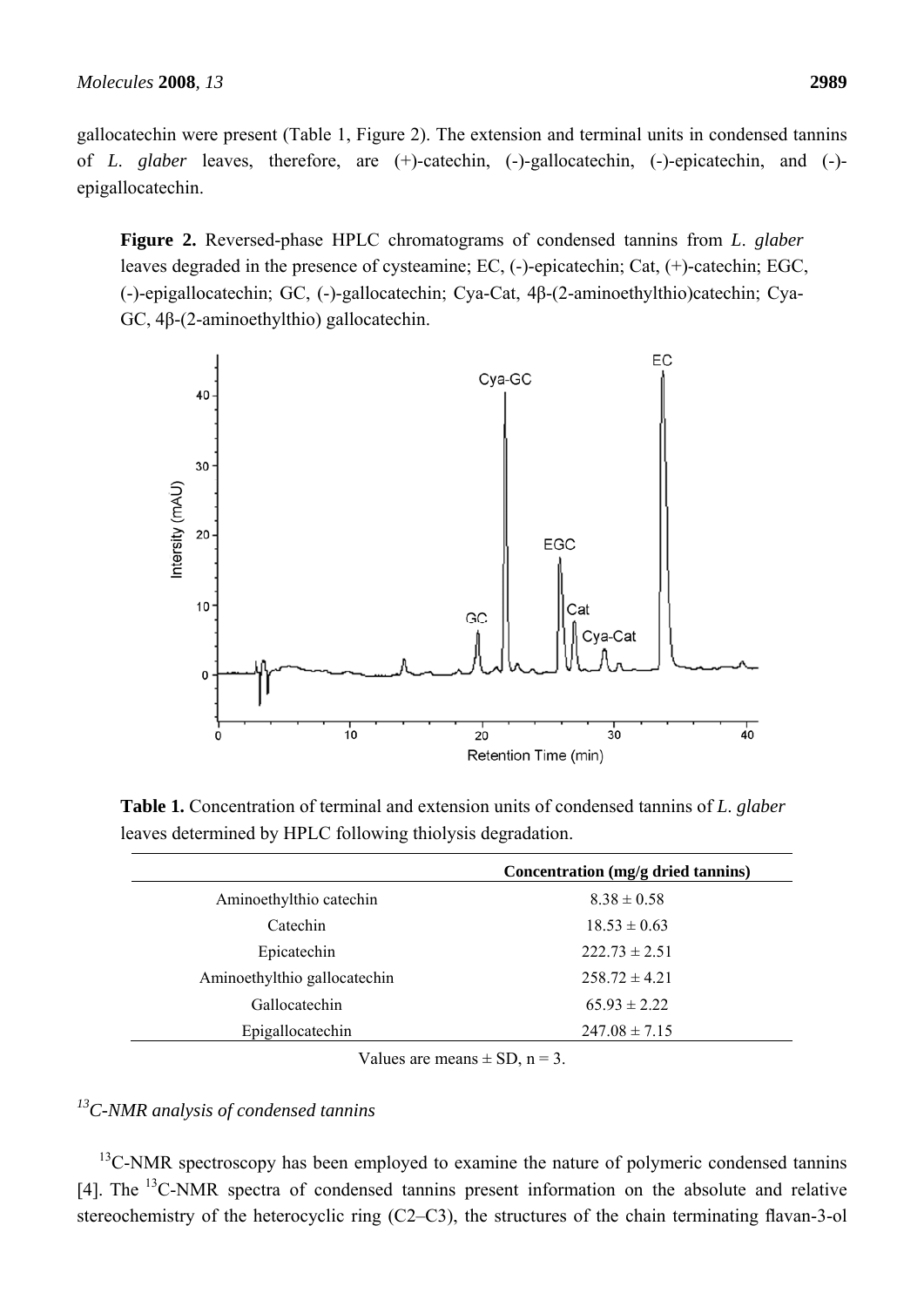gallocatechin were present (Table 1, Figure 2). The extension and terminal units in condensed tannins of *L. glaber* leaves, therefore, are (+)-catechin, (-)-gallocatechin, (-)-epicatechin, and (-)-epigallocatechin.

**Figure 2.** Reversed-phase HPLC chromatograms of condensed tannins from *L. glaber* leaves degraded in the presence of cysteamine; EC, (-)-epicatechin; Cat, (+)-catechin; EGC, (-)-epigallocatechin; GC, (-)-gallocatechin; Cya-Cat, 4β-(2-aminoethylthio)catechin; Cya-GC, 4β-(2-aminoethylthio) gallocatechin.

**Table 1.** Concentration of terminal and extension units of condensed tannins of *L. glaber* leaves determined by HPLC following thiolysis degradation.

| | **Concentration (mg/g dried tannins)** |
|---|---|
| Aminoethylthio catechin | 8.38 ± 0.58 |
| Catechin | 18.53 ± 0.63 |
| Epicatechin | 222.73 ± 2.51 |
| Aminoethylthio gallocatechin | 258.72 ± 4.21 |
| Gallocatechin | 65.93 ± 2.22 |
| Epigallocatechin | 247.08 ± 7.15 |

Values are means ± SD, n = 3.

### *$^{13}$C-NMR analysis of condensed tannins*

$^{13}$C-NMR spectroscopy has been employed to examine the nature of polymeric condensed tannins [4]. The $^{13}$C-NMR spectra of condensed tannins present information on the absolute and relative stereochemistry of the heterocyclic ring (C2–C3), the structures of the chain terminating flavan-3-ol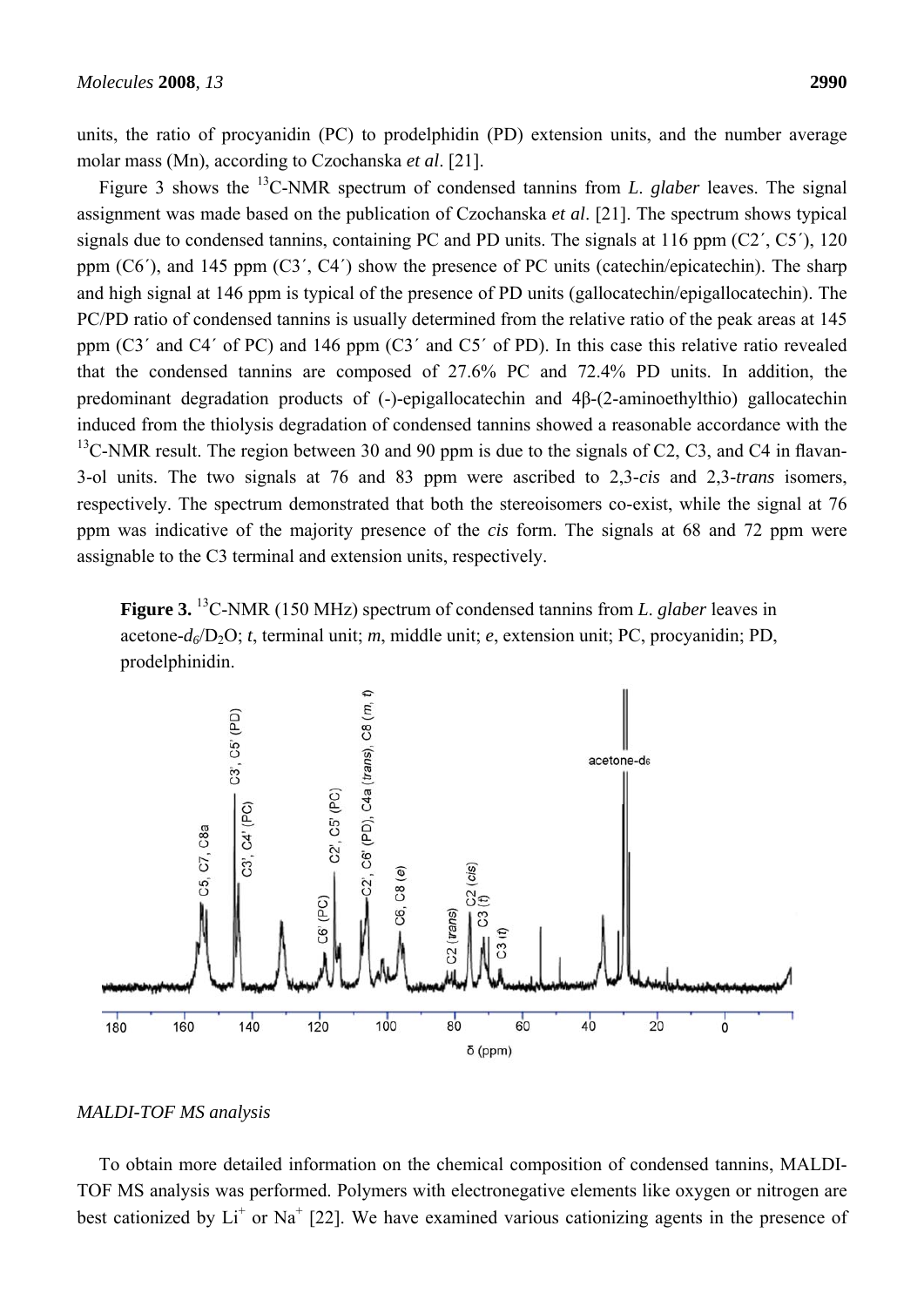units, the ratio of procyanidin (PC) to prodelphidin (PD) extension units, and the number average molar mass (Mn), according to Czochanska *et al*. [21].

Figure 3 shows the $^{13}$C-NMR spectrum of condensed tannins from *L. glaber* leaves. The signal assignment was made based on the publication of Czochanska *et al*. [21]. The spectrum shows typical signals due to condensed tannins, containing PC and PD units. The signals at 116 ppm (C2´, C5´), 120 ppm (C6´), and 145 ppm (C3´, C4´) show the presence of PC units (catechin/epicatechin). The sharp and high signal at 146 ppm is typical of the presence of PD units (gallocatechin/epigallocatechin). The PC/PD ratio of condensed tannins is usually determined from the relative ratio of the peak areas at 145 ppm (C3´ and C4´ of PC) and 146 ppm (C3´ and C5´ of PD). In this case this relative ratio revealed that the condensed tannins are composed of 27.6% PC and 72.4% PD units. In addition, the predominant degradation products of (-)-epigallocatechin and 4β-(2-aminoethylthio) gallocatechin induced from the thiolysis degradation of condensed tannins showed a reasonable accordance with the $^{13}$C-NMR result. The region between 30 and 90 ppm is due to the signals of C2, C3, and C4 in flavan-3-ol units. The two signals at 76 and 83 ppm were ascribed to 2,3-*cis* and 2,3-*trans* isomers, respectively. The spectrum demonstrated that both the stereoisomers co-exist, while the signal at 76 ppm was indicative of the majority presence of the *cis* form. The signals at 68 and 72 ppm were assignable to the C3 terminal and extension units, respectively.

**Figure 3.** $^{13}$C-NMR (150 MHz) spectrum of condensed tannins from *L. glaber* leaves in acetone-$d_6$/$D_2O$; *t*, terminal unit; *m*, middle unit; *e*, extension unit; PC, procyanidin; PD, prodelphinidin.

### *MALDI-TOF MS analysis*

To obtain more detailed information on the chemical composition of condensed tannins, MALDI-TOF MS analysis was performed. Polymers with electronegative elements like oxygen or nitrogen are best cationized by $Li^+$ or $Na^+$ [22]. We have examined various cationizing agents in the presence of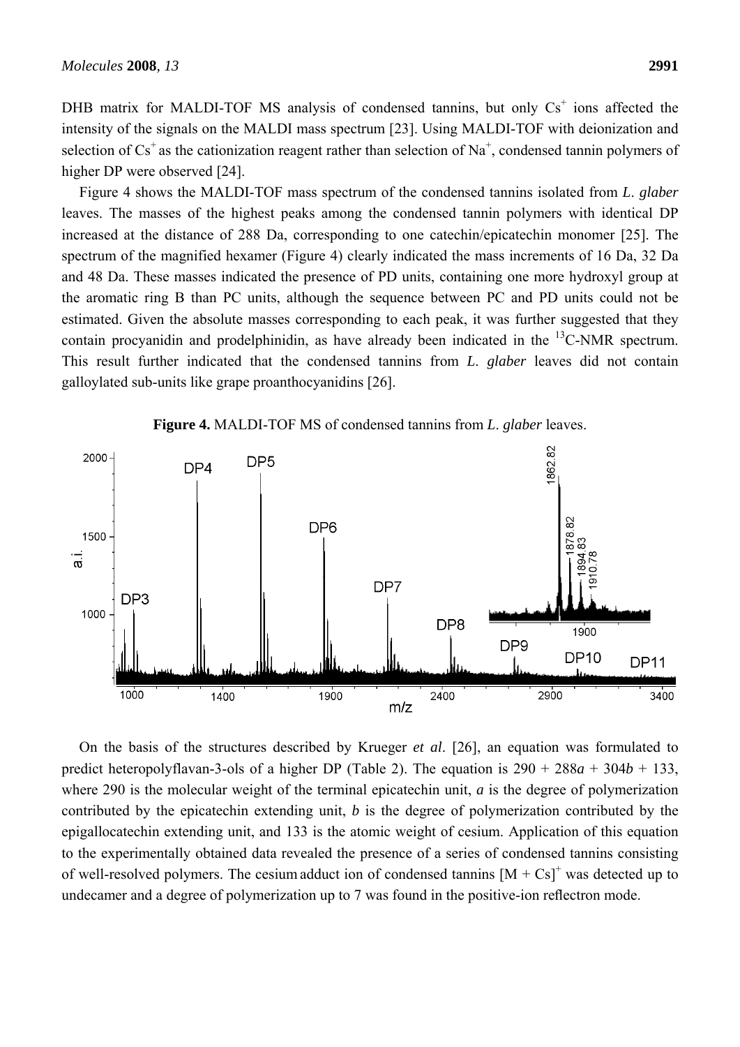DHB matrix for MALDI-TOF MS analysis of condensed tannins, but only $Cs^+$ ions affected the intensity of the signals on the MALDI mass spectrum [23]. Using MALDI-TOF with deionization and selection of $Cs^+$ as the cationization reagent rather than selection of $Na^+$, condensed tannin polymers of higher DP were observed [24].

Figure 4 shows the MALDI-TOF mass spectrum of the condensed tannins isolated from *L. glaber* leaves. The masses of the highest peaks among the condensed tannin polymers with identical DP increased at the distance of 288 Da, corresponding to one catechin/epicatechin monomer [25]. The spectrum of the magnified hexamer (Figure 4) clearly indicated the mass increments of 16 Da, 32 Da and 48 Da. These masses indicated the presence of PD units, containing one more hydroxyl group at the aromatic ring B than PC units, although the sequence between PC and PD units could not be estimated. Given the absolute masses corresponding to each peak, it was further suggested that they contain procyanidin and prodelphinidin, as have already been indicated in the $^{13}$C-NMR spectrum. This result further indicated that the condensed tannins from *L. glaber* leaves did not contain galloylated sub-units like grape proanthocyanidins [26].

**Figure 4.** MALDI-TOF MS of condensed tannins from *L. glaber* leaves.

On the basis of the structures described by Krueger *et al*. [26], an equation was formulated to predict heteropolyflavan-3-ols of a higher DP (Table 2). The equation is $290 + 288a + 304b + 133$, where 290 is the molecular weight of the terminal epicatechin unit, $a$ is the degree of polymerization contributed by the epicatechin extending unit, $b$ is the degree of polymerization contributed by the epigallocatechin extending unit, and 133 is the atomic weight of cesium. Application of this equation to the experimentally obtained data revealed the presence of a series of condensed tannins consisting of well-resolved polymers. The cesium adduct ion of condensed tannins $[M + Cs]^+$ was detected up to undecamer and a degree of polymerization up to 7 was found in the positive-ion reflectron mode.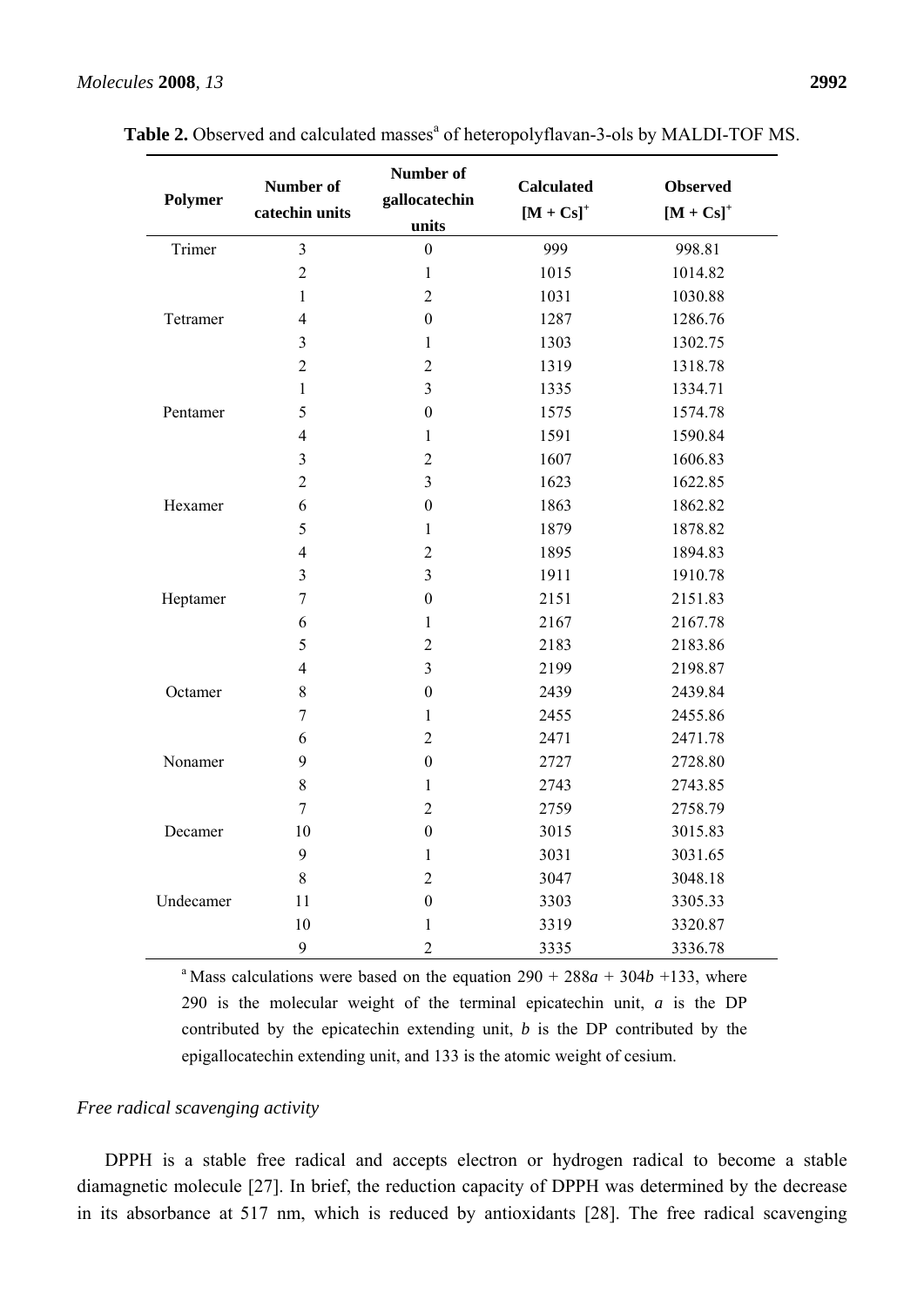**Table 2.** Observed and calculated masses[a] of heteropolyflavan-3-ols by MALDI-TOF MS.

| Polymer | Number of catechin units | Number of gallocatechin units | Calculated $[M + Cs]^+$ | Observed $[M + Cs]^+$ |
|---|---|---|---|---|
| Trimer | 3 | 0 | 999 | 998.81 |
| | 2 | 1 | 1015 | 1014.82 |
| | 1 | 2 | 1031 | 1030.88 |
| Tetramer | 4 | 0 | 1287 | 1286.76 |
| | 3 | 1 | 1303 | 1302.75 |
| | 2 | 2 | 1319 | 1318.78 |
| | 1 | 3 | 1335 | 1334.71 |
| Pentamer | 5 | 0 | 1575 | 1574.78 |
| | 4 | 1 | 1591 | 1590.84 |
| | 3 | 2 | 1607 | 1606.83 |
| | 2 | 3 | 1623 | 1622.85 |
| Hexamer | 6 | 0 | 1863 | 1862.82 |
| | 5 | 1 | 1879 | 1878.82 |
| | 4 | 2 | 1895 | 1894.83 |
| | 3 | 3 | 1911 | 1910.78 |
| Heptamer | 7 | 0 | 2151 | 2151.83 |
| | 6 | 1 | 2167 | 2167.78 |
| | 5 | 2 | 2183 | 2183.86 |
| | 4 | 3 | 2199 | 2198.87 |
| Octamer | 8 | 0 | 2439 | 2439.84 |
| | 7 | 1 | 2455 | 2455.86 |
| | 6 | 2 | 2471 | 2471.78 |
| Nonamer | 9 | 0 | 2727 | 2728.80 |
| | 8 | 1 | 2743 | 2743.85 |
| | 7 | 2 | 2759 | 2758.79 |
| Decamer | 10 | 0 | 3015 | 3015.83 |
| | 9 | 1 | 3031 | 3031.65 |
| | 8 | 2 | 3047 | 3048.18 |
| Undecamer | 11 | 0 | 3303 | 3305.33 |
| | 10 | 1 | 3319 | 3320.87 |
| | 9 | 2 | 3335 | 3336.78 |

[a] Mass calculations were based on the equation $290 + 288a + 304b + 133$, where 290 is the molecular weight of the terminal epicatechin unit, $a$ is the DP contributed by the epicatechin extending unit, $b$ is the DP contributed by the epigallocatechin extending unit, and 133 is the atomic weight of cesium.

### *Free radical scavenging activity*

DPPH is a stable free radical and accepts electron or hydrogen radical to become a stable diamagnetic molecule [27]. In brief, the reduction capacity of DPPH was determined by the decrease in its absorbance at 517 nm, which is reduced by antioxidants [28]. The free radical scavenging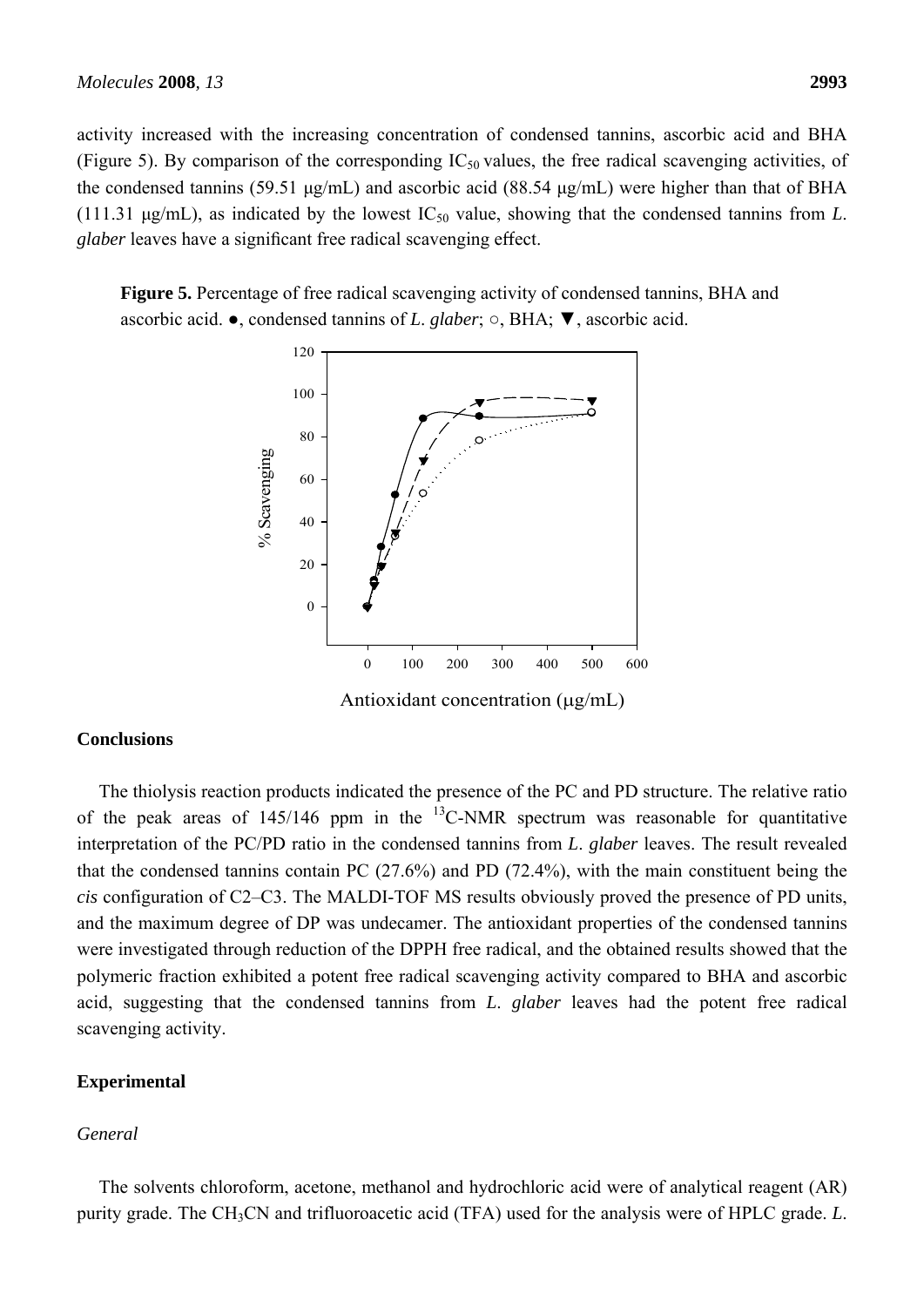activity increased with the increasing concentration of condensed tannins, ascorbic acid and BHA (Figure 5). By comparison of the corresponding $IC_{50}$ values, the free radical scavenging activities, of the condensed tannins (59.51 μg/mL) and ascorbic acid (88.54 μg/mL) were higher than that of BHA (111.31 μg/mL), as indicated by the lowest $IC_{50}$ value, showing that the condensed tannins from *L. glaber* leaves have a significant free radical scavenging effect.

**Figure 5.** Percentage of free radical scavenging activity of condensed tannins, BHA and ascorbic acid. ●, condensed tannins of *L. glaber*; ○, BHA; ▼, ascorbic acid.

## Conclusions

The thiolysis reaction products indicated the presence of the PC and PD structure. The relative ratio of the peak areas of 145/146 ppm in the $^{13}C$-NMR spectrum was reasonable for quantitative interpretation of the PC/PD ratio in the condensed tannins from *L. glaber* leaves. The result revealed that the condensed tannins contain PC (27.6%) and PD (72.4%), with the main constituent being the *cis* configuration of C2–C3. The MALDI-TOF MS results obviously proved the presence of PD units, and the maximum degree of DP was undecamer. The antioxidant properties of the condensed tannins were investigated through reduction of the DPPH free radical, and the obtained results showed that the polymeric fraction exhibited a potent free radical scavenging activity compared to BHA and ascorbic acid, suggesting that the condensed tannins from *L. glaber* leaves had the potent free radical scavenging activity.

## Experimental

### *General*

The solvents chloroform, acetone, methanol and hydrochloric acid were of analytical reagent (AR) purity grade. The $CH_3CN$ and trifluoroacetic acid (TFA) used for the analysis were of HPLC grade. *L.*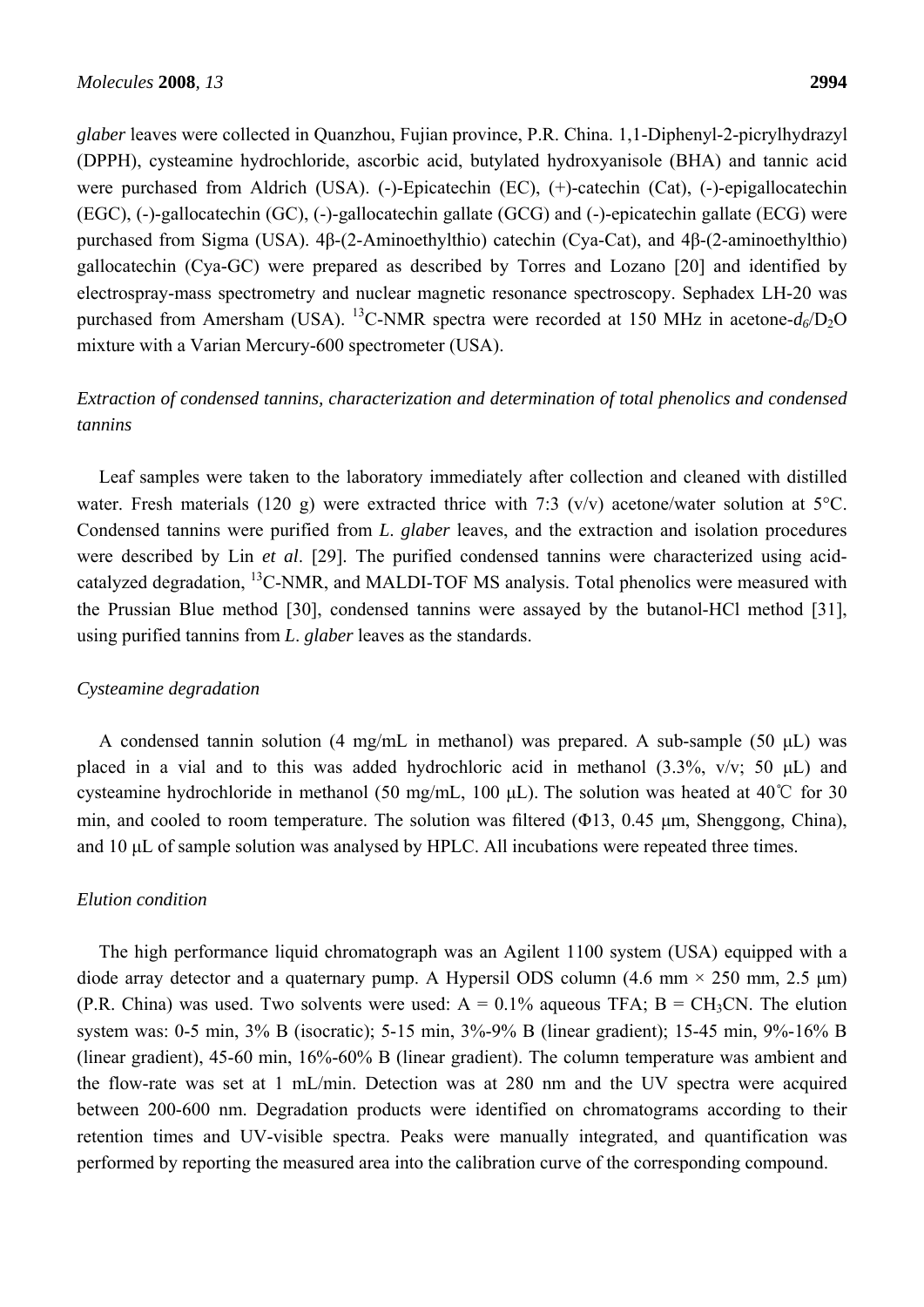*glaber* leaves were collected in Quanzhou, Fujian province, P.R. China. 1,1-Diphenyl-2-picrylhydrazyl (DPPH), cysteamine hydrochloride, ascorbic acid, butylated hydroxyanisole (BHA) and tannic acid were purchased from Aldrich (USA). (-)-Epicatechin (EC), (+)-catechin (Cat), (-)-epigallocatechin (EGC), (-)-gallocatechin (GC), (-)-gallocatechin gallate (GCG) and (-)-epicatechin gallate (ECG) were purchased from Sigma (USA). 4β-(2-Aminoethylthio) catechin (Cya-Cat), and 4β-(2-aminoethylthio) gallocatechin (Cya-GC) were prepared as described by Torres and Lozano [20] and identified by electrospray-mass spectrometry and nuclear magnetic resonance spectroscopy. Sephadex LH-20 was purchased from Amersham (USA). $^{13}$C-NMR spectra were recorded at 150 MHz in acetone-$d_6$/$D_2O$ mixture with a Varian Mercury-600 spectrometer (USA).

*Extraction of condensed tannins, characterization and determination of total phenolics and condensed tannins*

Leaf samples were taken to the laboratory immediately after collection and cleaned with distilled water. Fresh materials (120 g) were extracted thrice with 7:3 (v/v) acetone/water solution at 5°C. Condensed tannins were purified from *L. glaber* leaves, and the extraction and isolation procedures were described by Lin *et al*. [29]. The purified condensed tannins were characterized using acid-catalyzed degradation, $^{13}$C-NMR, and MALDI-TOF MS analysis. Total phenolics were measured with the Prussian Blue method [30], condensed tannins were assayed by the butanol-HCl method [31], using purified tannins from *L. glaber* leaves as the standards.

*Cysteamine degradation*

A condensed tannin solution (4 mg/mL in methanol) was prepared. A sub-sample (50 μL) was placed in a vial and to this was added hydrochloric acid in methanol (3.3%, v/v; 50 μL) and cysteamine hydrochloride in methanol (50 mg/mL, 100 μL). The solution was heated at 40℃ for 30 min, and cooled to room temperature. The solution was filtered (Φ13, 0.45 μm, Shenggong, China), and 10 μL of sample solution was analysed by HPLC. All incubations were repeated three times.

*Elution condition*

The high performance liquid chromatograph was an Agilent 1100 system (USA) equipped with a diode array detector and a quaternary pump. A Hypersil ODS column (4.6 mm × 250 mm, 2.5 μm) (P.R. China) was used. Two solvents were used: A = 0.1% aqueous TFA; B = $CH_3CN$. The elution system was: 0-5 min, 3% B (isocratic); 5-15 min, 3%-9% B (linear gradient); 15-45 min, 9%-16% B (linear gradient), 45-60 min, 16%-60% B (linear gradient). The column temperature was ambient and the flow-rate was set at 1 mL/min. Detection was at 280 nm and the UV spectra were acquired between 200-600 nm. Degradation products were identified on chromatograms according to their retention times and UV-visible spectra. Peaks were manually integrated, and quantification was performed by reporting the measured area into the calibration curve of the corresponding compound.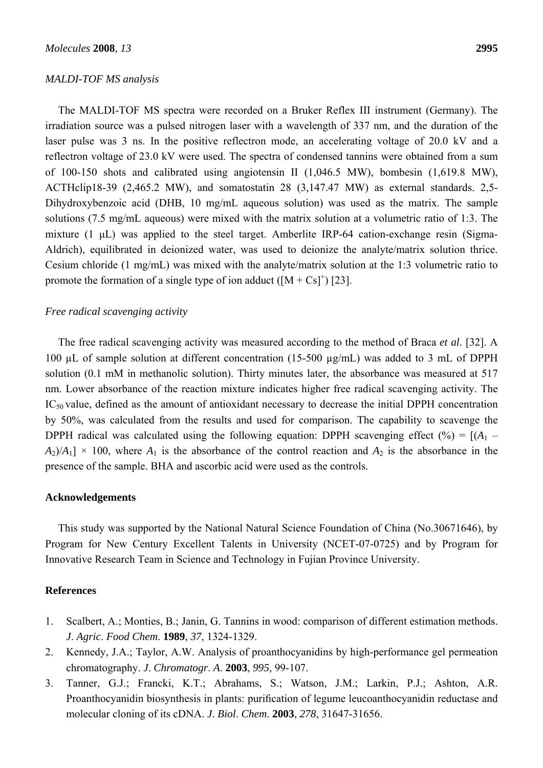### *MALDI-TOF MS analysis*

The MALDI-TOF MS spectra were recorded on a Bruker Reflex III instrument (Germany). The irradiation source was a pulsed nitrogen laser with a wavelength of 337 nm, and the duration of the laser pulse was 3 ns. In the positive reflectron mode, an accelerating voltage of 20.0 kV and a reflectron voltage of 23.0 kV were used. The spectra of condensed tannins were obtained from a sum of 100-150 shots and calibrated using angiotensin II (1,046.5 MW), bombesin (1,619.8 MW), ACTHclip18-39 (2,465.2 MW), and somatostatin 28 (3,147.47 MW) as external standards. 2,5-Dihydroxybenzoic acid (DHB, 10 mg/mL aqueous solution) was used as the matrix. The sample solutions (7.5 mg/mL aqueous) were mixed with the matrix solution at a volumetric ratio of 1:3. The mixture (1 μL) was applied to the steel target. Amberlite IRP-64 cation-exchange resin (Sigma-Aldrich), equilibrated in deionized water, was used to deionize the analyte/matrix solution thrice. Cesium chloride (1 mg/mL) was mixed with the analyte/matrix solution at the 1:3 volumetric ratio to promote the formation of a single type of ion adduct ($[M + Cs]^+$) [23].

### *Free radical scavenging activity*

The free radical scavenging activity was measured according to the method of Braca *et al*. [32]. A 100 μL of sample solution at different concentration (15-500 μg/mL) was added to 3 mL of DPPH solution (0.1 mM in methanolic solution). Thirty minutes later, the absorbance was measured at 517 nm. Lower absorbance of the reaction mixture indicates higher free radical scavenging activity. The $IC_{50}$ value, defined as the amount of antioxidant necessary to decrease the initial DPPH concentration by 50%, was calculated from the results and used for comparison. The capability to scavenge the DPPH radical was calculated using the following equation: DPPH scavenging effect (%) = $[(A_1 - A_2)/A_1] \times 100$, where $A_1$ is the absorbance of the control reaction and $A_2$ is the absorbance in the presence of the sample. BHA and ascorbic acid were used as the controls.

## Acknowledgements

This study was supported by the National Natural Science Foundation of China (No.30671646), by Program for New Century Excellent Talents in University (NCET-07-0725) and by Program for Innovative Research Team in Science and Technology in Fujian Province University.

## References

1. Scalbert, A.; Monties, B.; Janin, G. Tannins in wood: comparison of different estimation methods. *J. Agric. Food Chem.* **1989**, *37*, 1324-1329.
2. Kennedy, J.A.; Taylor, A.W. Analysis of proanthocyanidins by high-performance gel permeation chromatography. *J. Chromatogr. A.* **2003**, *995*, 99-107.
3. Tanner, G.J.; Francki, K.T.; Abrahams, S.; Watson, J.M.; Larkin, P.J.; Ashton, A.R. Proanthocyanidin biosynthesis in plants: purification of legume leucoanthocyanidin reductase and molecular cloning of its cDNA. *J. Biol. Chem.* **2003**, *278*, 31647-31656.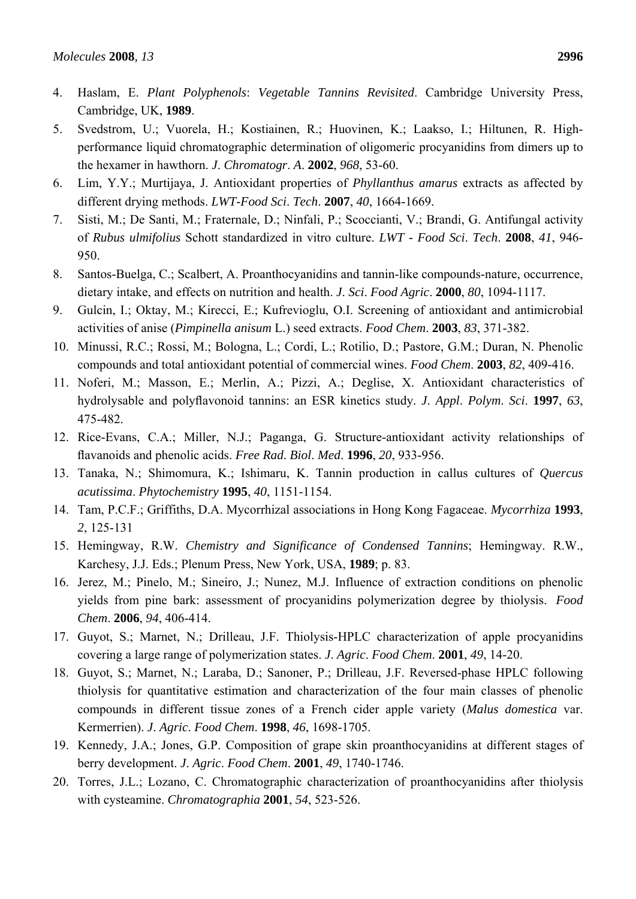4. Haslam, E. *Plant Polyphenols*: *Vegetable Tannins Revisited*. Cambridge University Press, Cambridge, UK, **1989**.
5. Svedstrom, U.; Vuorela, H.; Kostiainen, R.; Huovinen, K.; Laakso, I.; Hiltunen, R. High-performance liquid chromatographic determination of oligomeric procyanidins from dimers up to the hexamer in hawthorn. *J*. *Chromatogr*. *A*. **2002**, *968*, 53-60.
6. Lim, Y.Y.; Murtijaya, J. Antioxidant properties of *Phyllanthus amarus* extracts as affected by different drying methods. *LWT-Food Sci*. *Tech*. **2007**, *40*, 1664-1669.
7. Sisti, M.; De Santi, M.; Fraternale, D.; Ninfali, P.; Scoccianti, V.; Brandi, G. Antifungal activity of *Rubus ulmifolius* Schott standardized in vitro culture. *LWT - Food Sci*. *Tech*. **2008**, *41*, 946-950.
8. Santos-Buelga, C.; Scalbert, A. Proanthocyanidins and tannin-like compounds-nature, occurrence, dietary intake, and effects on nutrition and health. *J*. *Sci*. *Food Agric*. **2000**, *80*, 1094-1117.
9. Gulcin, I.; Oktay, M.; Kirecci, E.; Kufrevioglu, O.I. Screening of antioxidant and antimicrobial activities of anise (*Pimpinella anisum* L.) seed extracts. *Food Chem*. **2003**, *83*, 371-382.
10. Minussi, R.C.; Rossi, M.; Bologna, L.; Cordi, L.; Rotilio, D.; Pastore, G.M.; Duran, N. Phenolic compounds and total antioxidant potential of commercial wines. *Food Chem*. **2003**, *82*, 409-416.
11. Noferi, M.; Masson, E.; Merlin, A.; Pizzi, A.; Deglise, X. Antioxidant characteristics of hydrolysable and polyflavonoid tannins: an ESR kinetics study. *J*. *Appl*. *Polym*. *Sci*. **1997**, *63*, 475-482.
12. Rice-Evans, C.A.; Miller, N.J.; Paganga, G. Structure-antioxidant activity relationships of flavanoids and phenolic acids. *Free Rad*. *Biol*. *Med*. **1996**, *20*, 933-956.
13. Tanaka, N.; Shimomura, K.; Ishimaru, K. Tannin production in callus cultures of *Quercus acutissima*. *Phytochemistry* **1995**, *40*, 1151-1154.
14. Tam, P.C.F.; Griffiths, D.A. Mycorrhizal associations in Hong Kong Fagaceae. *Mycorrhiza* **1993**, *2*, 125-131
15. Hemingway, R.W. *Chemistry and Significance of Condensed Tannins*; Hemingway. R.W., Karchesy, J.J. Eds.; Plenum Press, New York, USA, **1989**; p. 83.
16. Jerez, M.; Pinelo, M.; Sineiro, J.; Nunez, M.J. Influence of extraction conditions on phenolic yields from pine bark: assessment of procyanidins polymerization degree by thiolysis. *Food Chem*. **2006**, *94*, 406-414.
17. Guyot, S.; Marnet, N.; Drilleau, J.F. Thiolysis-HPLC characterization of apple procyanidins covering a large range of polymerization states. *J*. *Agric*. *Food Chem*. **2001**, *49*, 14-20.
18. Guyot, S.; Marnet, N.; Laraba, D.; Sanoner, P.; Drilleau, J.F. Reversed-phase HPLC following thiolysis for quantitative estimation and characterization of the four main classes of phenolic compounds in different tissue zones of a French cider apple variety (*Malus domestica* var. Kermerrien). *J*. *Agric*. *Food Chem*. **1998**, *46*, 1698-1705.
19. Kennedy, J.A.; Jones, G.P. Composition of grape skin proanthocyanidins at different stages of berry development. *J*. *Agric*. *Food Chem*. **2001**, *49*, 1740-1746.
20. Torres, J.L.; Lozano, C. Chromatographic characterization of proanthocyanidins after thiolysis with cysteamine. *Chromatographia* **2001**, *54*, 523-526.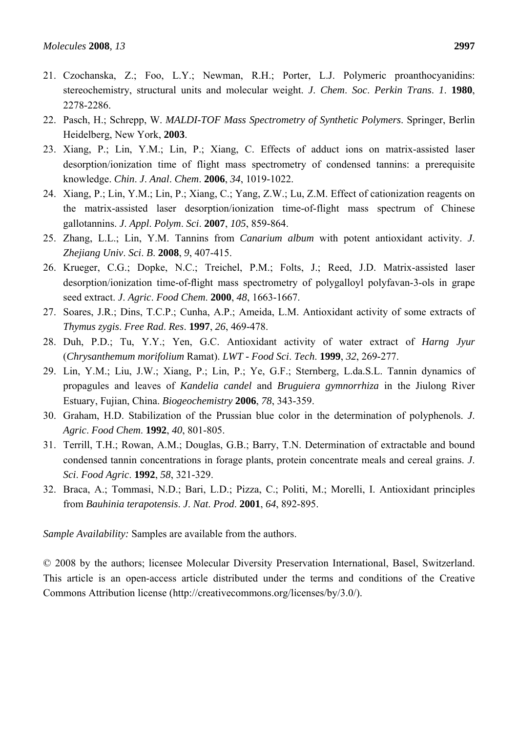21. Czochanska, Z.; Foo, L.Y.; Newman, R.H.; Porter, L.J. Polymeric proanthocyanidins: stereochemistry, structural units and molecular weight. *J. Chem. Soc. Perkin Trans. 1*. **1980**, 2278-2286.
22. Pasch, H.; Schrepp, W. *MALDI-TOF Mass Spectrometry of Synthetic Polymers*. Springer, Berlin Heidelberg, New York, **2003**.
23. Xiang, P.; Lin, Y.M.; Lin, P.; Xiang, C. Effects of adduct ions on matrix-assisted laser desorption/ionization time of flight mass spectrometry of condensed tannins: a prerequisite knowledge. *Chin. J. Anal. Chem*. **2006**, *34*, 1019-1022.
24. Xiang, P.; Lin, Y.M.; Lin, P.; Xiang, C.; Yang, Z.W.; Lu, Z.M. Effect of cationization reagents on the matrix-assisted laser desorption/ionization time-of-flight mass spectrum of Chinese gallotannins. *J. Appl. Polym. Sci*. **2007**, *105*, 859-864.
25. Zhang, L.L.; Lin, Y.M. Tannins from *Canarium album* with potent antioxidant activity. *J. Zhejiang Univ. Sci. B*. **2008**, *9*, 407-415.
26. Krueger, C.G.; Dopke, N.C.; Treichel, P.M.; Folts, J.; Reed, J.D. Matrix-assisted laser desorption/ionization time-of-flight mass spectrometry of polygalloyl polyfavan-3-ols in grape seed extract. *J. Agric. Food Chem*. **2000**, *48*, 1663-1667.
27. Soares, J.R.; Dins, T.C.P.; Cunha, A.P.; Ameida, L.M. Antioxidant activity of some extracts of *Thymus zygis*. *Free Rad. Res*. **1997**, *26*, 469-478.
28. Duh, P.D.; Tu, Y.Y.; Yen, G.C. Antioxidant activity of water extract of *Harng Jyur* (*Chrysanthemum morifolium* Ramat). *LWT - Food Sci. Tech*. **1999**, *32*, 269-277.
29. Lin, Y.M.; Liu, J.W.; Xiang, P.; Lin, P.; Ye, G.F.; Sternberg, L.da.S.L. Tannin dynamics of propagules and leaves of *Kandelia candel* and *Bruguiera gymnorrhiza* in the Jiulong River Estuary, Fujian, China. *Biogeochemistry* **2006**, *78*, 343-359.
30. Graham, H.D. Stabilization of the Prussian blue color in the determination of polyphenols. *J. Agric. Food Chem*. **1992**, *40*, 801-805.
31. Terrill, T.H.; Rowan, A.M.; Douglas, G.B.; Barry, T.N. Determination of extractable and bound condensed tannin concentrations in forage plants, protein concentrate meals and cereal grains. *J. Sci. Food Agric*. **1992**, *58*, 321-329.
32. Braca, A.; Tommasi, N.D.; Bari, L.D.; Pizza, C.; Politi, M.; Morelli, I. Antioxidant principles from *Bauhinia terapotensis*. *J. Nat. Prod*. **2001**, *64*, 892-895.

*Sample Availability:* Samples are available from the authors.

© 2008 by the authors; licensee Molecular Diversity Preservation International, Basel, Switzerland. This article is an open-access article distributed under the terms and conditions of the Creative Commons Attribution license (http://creativecommons.org/licenses/by/3.0/).